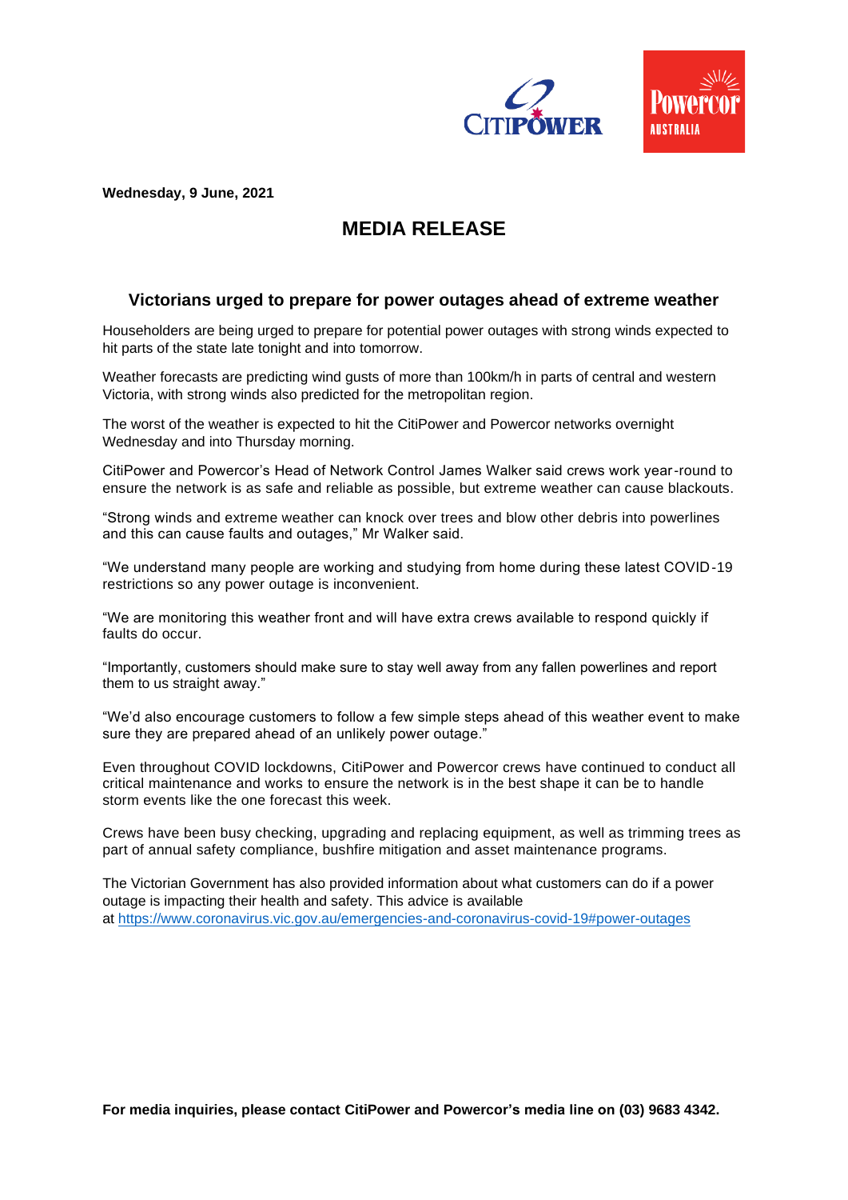**Wednesday, 9 June, 2021**

# MEDIA RELEASE

## Victorians urged to prepare for power outages ahead of extreme weather

Householders are being urged to prepare for potential power outages with strong winds expected to hit parts of the state late tonight and into tomorrow.

Weather forecasts are predicting wind gusts of more than 100km/h in parts of central and western Victoria, with strong winds also predicted for the metropolitan region.

The worst of the weather is expected to hit the CitiPower and Powercor networks overnight Wednesday and into Thursday morning.

CitiPower and Powercor's Head of Network Control James Walker said crews work year-round to ensure the network is as safe and reliable as possible, but extreme weather can cause blackouts.

"Strong winds and extreme weather can knock over trees and blow other debris into powerlines and this can cause faults and outages," Mr Walker said.

"We understand many people are working and studying from home during these latest COVID-19 restrictions so any power outage is inconvenient.

"We are monitoring this weather front and will have extra crews available to respond quickly if faults do occur.

"Importantly, customers should make sure to stay well away from any fallen powerlines and report them to us straight away."

"We'd also encourage customers to follow a few simple steps ahead of this weather event to make sure they are prepared ahead of an unlikely power outage."

Even throughout COVID lockdowns, CitiPower and Powercor crews have continued to conduct all critical maintenance and works to ensure the network is in the best shape it can be to handle storm events like the one forecast this week.

Crews have been busy checking, upgrading and replacing equipment, as well as trimming trees as part of annual safety compliance, bushfire mitigation and asset maintenance programs.

The Victorian Government has also provided information about what customers can do if a power outage is impacting their health and safety. This advice is available at https://www.coronavirus.vic.gov.au/emergencies-and-coronavirus-covid-19#power-outages

**For media inquiries, please contact CitiPower and Powercor's media line on (03) 9683 4342.**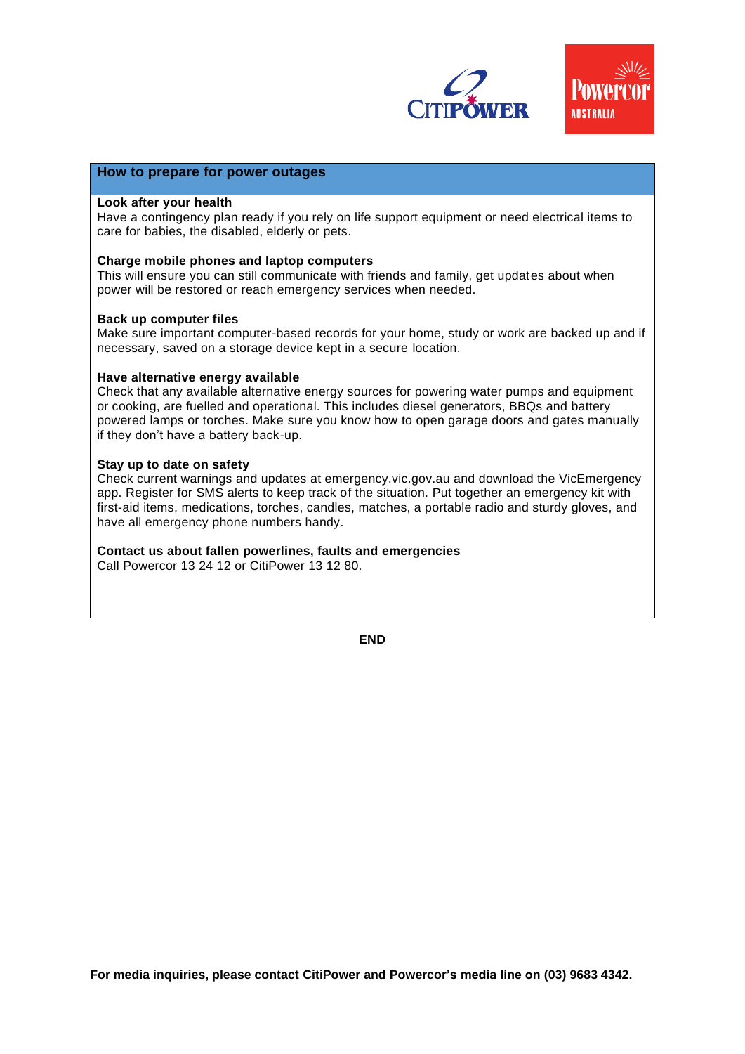## How to prepare for power outages

**Look after your health**
Have a contingency plan ready if you rely on life support equipment or need electrical items to care for babies, the disabled, elderly or pets.

**Charge mobile phones and laptop computers**
This will ensure you can still communicate with friends and family, get updates about when power will be restored or reach emergency services when needed.

**Back up computer files**
Make sure important computer-based records for your home, study or work are backed up and if necessary, saved on a storage device kept in a secure location.

**Have alternative energy available**
Check that any available alternative energy sources for powering water pumps and equipment or cooking, are fuelled and operational. This includes diesel generators, BBQs and battery powered lamps or torches. Make sure you know how to open garage doors and gates manually if they don't have a battery back-up.

**Stay up to date on safety**
Check current warnings and updates at emergency.vic.gov.au and download the VicEmergency app. Register for SMS alerts to keep track of the situation. Put together an emergency kit with first-aid items, medications, torches, candles, matches, a portable radio and sturdy gloves, and have all emergency phone numbers handy.

**Contact us about fallen powerlines, faults and emergencies**
Call Powercor 13 24 12 or CitiPower 13 12 80.

**END**

**For media inquiries, please contact CitiPower and Powercor's media line on (03) 9683 4342.**